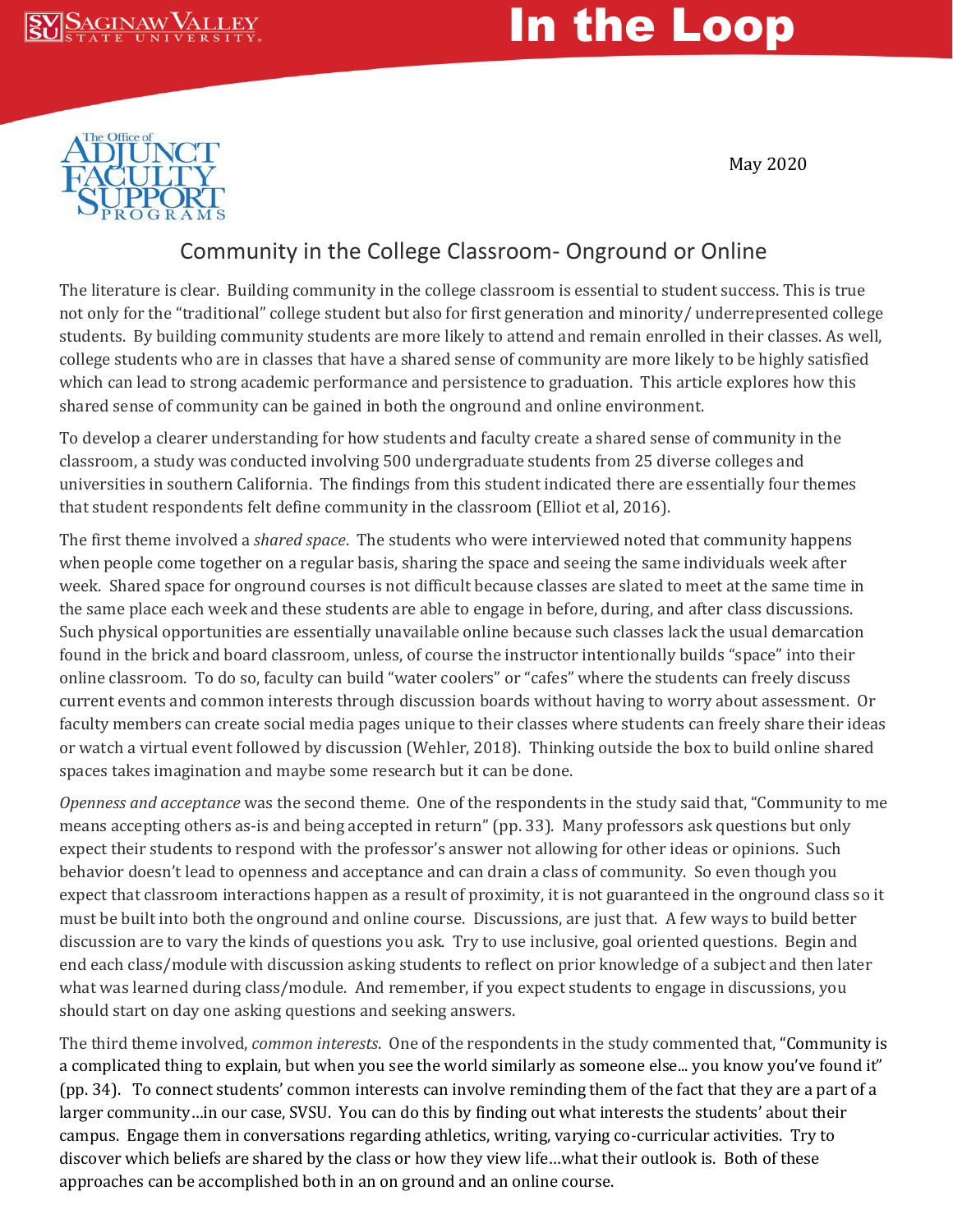# In the Loop

May 2020

## Community in the College Classroom- Onground or Online

The literature is clear. Building community in the college classroom is essential to student success. This is true not only for the "traditional" college student but also for first generation and minority/ underrepresented college students. By building community students are more likely to attend and remain enrolled in their classes. As well, college students who are in classes that have a shared sense of community are more likely to be highly satisfied which can lead to strong academic performance and persistence to graduation. This article explores how this shared sense of community can be gained in both the onground and online environment.

To develop a clearer understanding for how students and faculty create a shared sense of community in the classroom, a study was conducted involving 500 undergraduate students from 25 diverse colleges and universities in southern California. The findings from this student indicated there are essentially four themes that student respondents felt define community in the classroom (Elliot et al, 2016).

The first theme involved a *shared space*. The students who were interviewed noted that community happens when people come together on a regular basis, sharing the space and seeing the same individuals week after week. Shared space for onground courses is not difficult because classes are slated to meet at the same time in the same place each week and these students are able to engage in before, during, and after class discussions. Such physical opportunities are essentially unavailable online because such classes lack the usual demarcation found in the brick and board classroom, unless, of course the instructor intentionally builds "space" into their online classroom. To do so, faculty can build "water coolers" or "cafes" where the students can freely discuss current events and common interests through discussion boards without having to worry about assessment. Or faculty members can create social media pages unique to their classes where students can freely share their ideas or watch a virtual event followed by discussion (Wehler, 2018). Thinking outside the box to build online shared spaces takes imagination and maybe some research but it can be done.

*Openness and acceptance* was the second theme. One of the respondents in the study said that, "Community to me means accepting others as-is and being accepted in return" (pp. 33). Many professors ask questions but only expect their students to respond with the professor's answer not allowing for other ideas or opinions. Such behavior doesn't lead to openness and acceptance and can drain a class of community. So even though you expect that classroom interactions happen as a result of proximity, it is not guaranteed in the onground class so it must be built into both the onground and online course. Discussions, are just that. A few ways to build better discussion are to vary the kinds of questions you ask. Try to use inclusive, goal oriented questions. Begin and end each class/module with discussion asking students to reflect on prior knowledge of a subject and then later what was learned during class/module. And remember, if you expect students to engage in discussions, you should start on day one asking questions and seeking answers.

The third theme involved, *common interests*. One of the respondents in the study commented that, "Community is a complicated thing to explain, but when you see the world similarly as someone else... you know you've found it" (pp. 34). To connect students' common interests can involve reminding them of the fact that they are a part of a larger community…in our case, SVSU. You can do this by finding out what interests the students' about their campus. Engage them in conversations regarding athletics, writing, varying co-curricular activities. Try to discover which beliefs are shared by the class or how they view life…what their outlook is. Both of these approaches can be accomplished both in an on ground and an online course.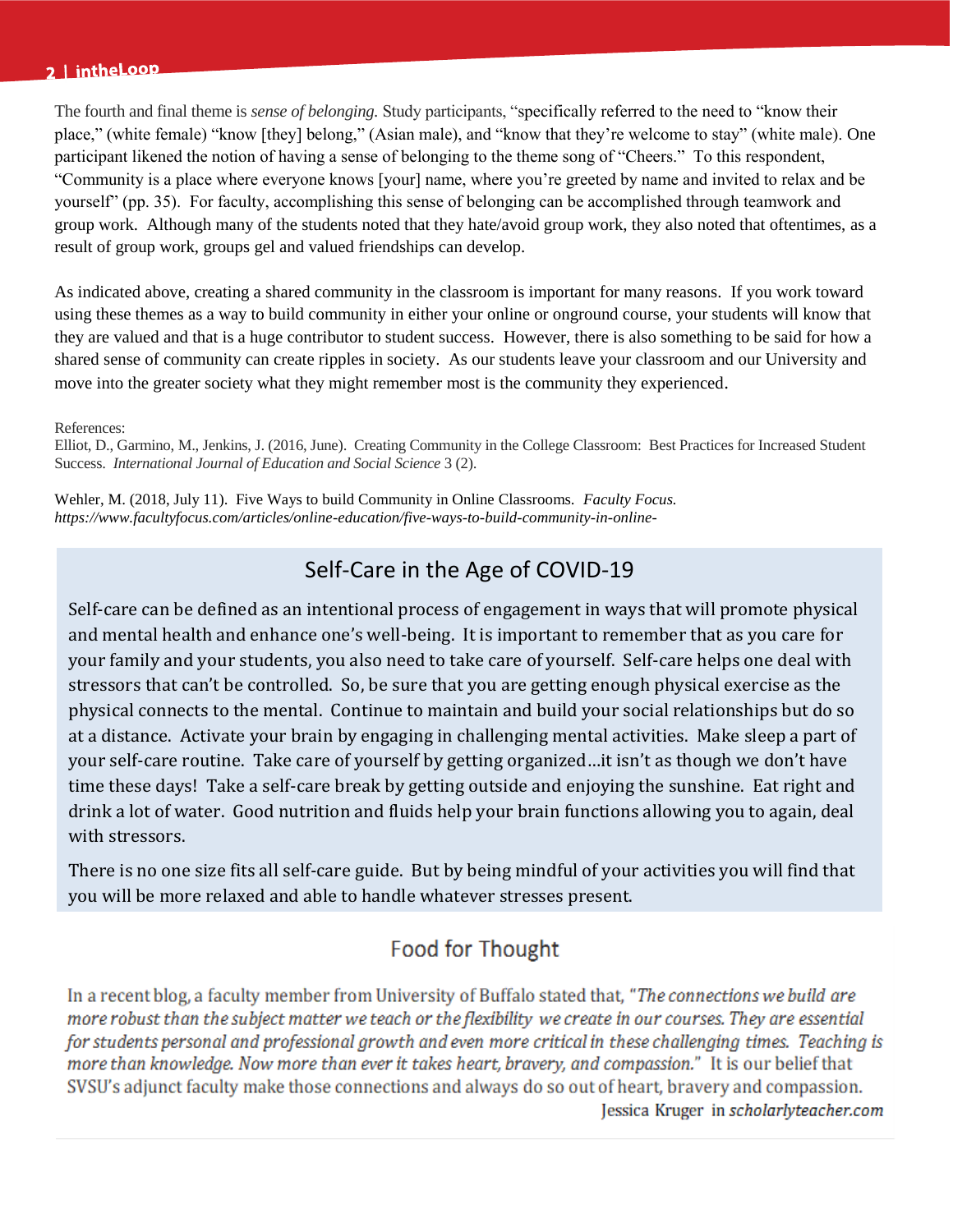The fourth and final theme is *sense of belonging.* Study participants, "specifically referred to the need to "know their place," (white female) "know [they] belong," (Asian male), and "know that they're welcome to stay" (white male). One participant likened the notion of having a sense of belonging to the theme song of "Cheers." To this respondent, "Community is a place where everyone knows [your] name, where you're greeted by name and invited to relax and be yourself" (pp. 35). For faculty, accomplishing this sense of belonging can be accomplished through teamwork and group work. Although many of the students noted that they hate/avoid group work, they also noted that oftentimes, as a result of group work, groups gel and valued friendships can develop.

As indicated above, creating a shared community in the classroom is important for many reasons. If you work toward using these themes as a way to build community in either your online or onground course, your students will know that they are valued and that is a huge contributor to student success. However, there is also something to be said for how a shared sense of community can create ripples in society. As our students leave your classroom and our University and move into the greater society what they might remember most is the community they experienced.

References:
Elliot, D., Garmino, M., Jenkins, J. (2016, June). Creating Community in the College Classroom: Best Practices for Increased Student Success. *International Journal of Education and Social Science* 3 (2).

Wehler, M. (2018, July 11). Five Ways to build Community in Online Classrooms. *Faculty Focus. https://www.facultyfocus.com/articles/online-education/five-ways-to-build-community-in-online-*

## Self-Care in the Age of COVID-19

Self-care can be defined as an intentional process of engagement in ways that will promote physical and mental health and enhance one's well-being. It is important to remember that as you care for your family and your students, you also need to take care of yourself. Self-care helps one deal with stressors that can't be controlled. So, be sure that you are getting enough physical exercise as the physical connects to the mental. Continue to maintain and build your social relationships but do so at a distance. Activate your brain by engaging in challenging mental activities. Make sleep a part of your self-care routine. Take care of yourself by getting organized…it isn't as though we don't have time these days! Take a self-care break by getting outside and enjoying the sunshine. Eat right and drink a lot of water. Good nutrition and fluids help your brain functions allowing you to again, deal with stressors.

There is no one size fits all self-care guide. But by being mindful of your activities you will find that you will be more relaxed and able to handle whatever stresses present.

## Food for Thought

In a recent blog, a faculty member from University of Buffalo stated that, "*The connections we build are more robust than the subject matter we teach or the flexibility we create in our courses. They are essential for students personal and professional growth and even more critical in these challenging times. Teaching is more than knowledge. Now more than ever it takes heart, bravery, and compassion.*" It is our belief that SVSU's adjunct faculty make those connections and always do so out of heart, bravery and compassion.

Jessica Kruger in *scholarlyteacher.com*